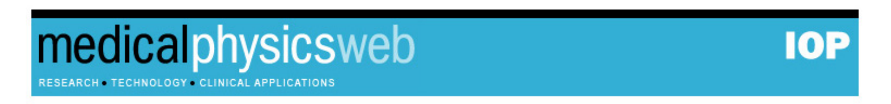# medicalphysicsweb

RESEARCH • TECHNOLOGY • CLINICAL APPLICATIONS

IOP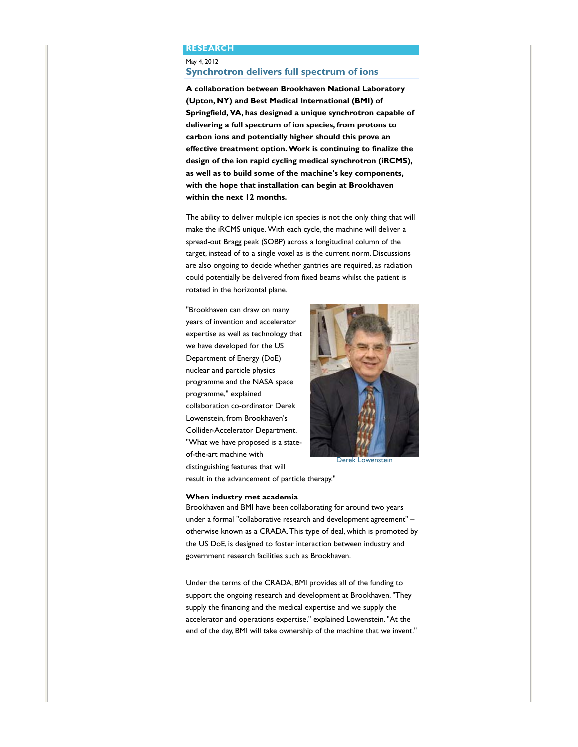RESEARCH

May 4, 2012

## Synchrotron delivers full spectrum of ions

**A collaboration between Brookhaven National Laboratory (Upton, NY) and Best Medical International (BMI) of Springfield, VA, has designed a unique synchrotron capable of delivering a full spectrum of ion species, from protons to carbon ions and potentially higher should this prove an effective treatment option. Work is continuing to finalize the design of the ion rapid cycling medical synchrotron (iRCMS), as well as to build some of the machine's key components, with the hope that installation can begin at Brookhaven within the next 12 months.**

The ability to deliver multiple ion species is not the only thing that will make the iRCMS unique. With each cycle, the machine will deliver a spread-out Bragg peak (SOBP) across a longitudinal column of the target, instead of to a single voxel as is the current norm. Discussions are also ongoing to decide whether gantries are required, as radiation could potentially be delivered from fixed beams whilst the patient is rotated in the horizontal plane.

"Brookhaven can draw on many years of invention and accelerator expertise as well as technology that we have developed for the US Department of Energy (DoE) nuclear and particle physics programme and the NASA space programme," explained collaboration co-ordinator Derek Lowenstein, from Brookhaven's Collider-Accelerator Department. "What we have proposed is a state-of-the-art machine with distinguishing features that will result in the advancement of particle therapy."

Derek Lowenstein

**When industry met academia**

Brookhaven and BMI have been collaborating for around two years under a formal "collaborative research and development agreement" – otherwise known as a CRADA. This type of deal, which is promoted by the US DoE, is designed to foster interaction between industry and government research facilities such as Brookhaven.

Under the terms of the CRADA, BMI provides all of the funding to support the ongoing research and development at Brookhaven. "They supply the financing and the medical expertise and we supply the accelerator and operations expertise," explained Lowenstein. "At the end of the day, BMI will take ownership of the machine that we invent."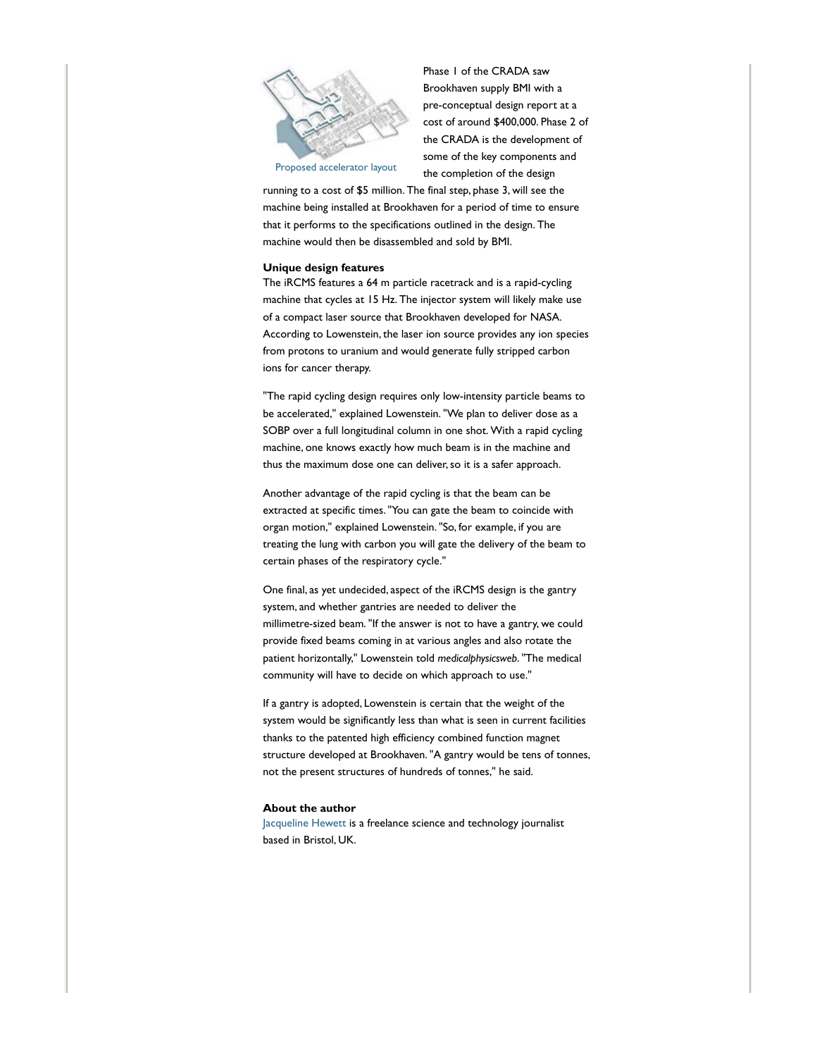Proposed accelerator layout

Phase 1 of the CRADA saw Brookhaven supply BMI with a pre-conceptual design report at a cost of around $400,000. Phase 2 of the CRADA is the development of some of the key components and the completion of the design running to a cost of $5 million. The final step, phase 3, will see the machine being installed at Brookhaven for a period of time to ensure that it performs to the specifications outlined in the design. The machine would then be disassembled and sold by BMI.

**Unique design features**

The iRCMS features a 64 m particle racetrack and is a rapid-cycling machine that cycles at 15 Hz. The injector system will likely make use of a compact laser source that Brookhaven developed for NASA. According to Lowenstein, the laser ion source provides any ion species from protons to uranium and would generate fully stripped carbon ions for cancer therapy.

"The rapid cycling design requires only low-intensity particle beams to be accelerated," explained Lowenstein. "We plan to deliver dose as a SOBP over a full longitudinal column in one shot. With a rapid cycling machine, one knows exactly how much beam is in the machine and thus the maximum dose one can deliver, so it is a safer approach.

Another advantage of the rapid cycling is that the beam can be extracted at specific times. "You can gate the beam to coincide with organ motion," explained Lowenstein. "So, for example, if you are treating the lung with carbon you will gate the delivery of the beam to certain phases of the respiratory cycle."

One final, as yet undecided, aspect of the iRCMS design is the gantry system, and whether gantries are needed to deliver the millimetre-sized beam. "If the answer is not to have a gantry, we could provide fixed beams coming in at various angles and also rotate the patient horizontally," Lowenstein told *medicalphysicsweb*. "The medical community will have to decide on which approach to use."

If a gantry is adopted, Lowenstein is certain that the weight of the system would be significantly less than what is seen in current facilities thanks to the patented high efficiency combined function magnet structure developed at Brookhaven. "A gantry would be tens of tonnes, not the present structures of hundreds of tonnes," he said.

**About the author**

Jacqueline Hewett is a freelance science and technology journalist based in Bristol, UK.